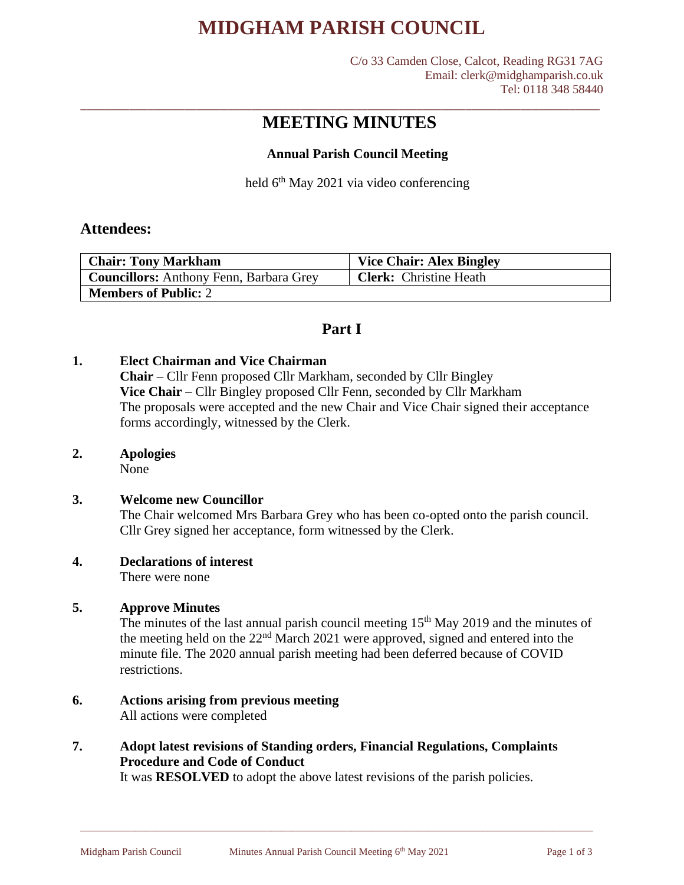# MIDGHAM PARISH COUNCIL

C/o 33 Camden Close, Calcot, Reading RG31 7AG
Email: clerk@midghamparish.co.uk
Tel: 0118 348 58440

## MEETING MINUTES

**Annual Parish Council Meeting**

held 6th May 2021 via video conferencing

## Attendees:

| **Chair: Tony Markham** | **Vice Chair: Alex Bingley** |
|---|---|
| **Councillors:** Anthony Fenn, Barbara Grey | **Clerk:** Christine Heath |
| **Members of Public:** 2 | |

## Part I

**1. Elect Chairman and Vice Chairman**

**Chair** – Cllr Fenn proposed Cllr Markham, seconded by Cllr Bingley
**Vice Chair** – Cllr Bingley proposed Cllr Fenn, seconded by Cllr Markham
The proposals were accepted and the new Chair and Vice Chair signed their acceptance forms accordingly, witnessed by the Clerk.

**2. Apologies**

None

**3. Welcome new Councillor**

The Chair welcomed Mrs Barbara Grey who has been co-opted onto the parish council. Cllr Grey signed her acceptance, form witnessed by the Clerk.

**4. Declarations of interest**

There were none

**5. Approve Minutes**

The minutes of the last annual parish council meeting 15th May 2019 and the minutes of the meeting held on the 22nd March 2021 were approved, signed and entered into the minute file. The 2020 annual parish meeting had been deferred because of COVID restrictions.

**6. Actions arising from previous meeting**

All actions were completed

**7. Adopt latest revisions of Standing orders, Financial Regulations, Complaints Procedure and Code of Conduct**

It was **RESOLVED** to adopt the above latest revisions of the parish policies.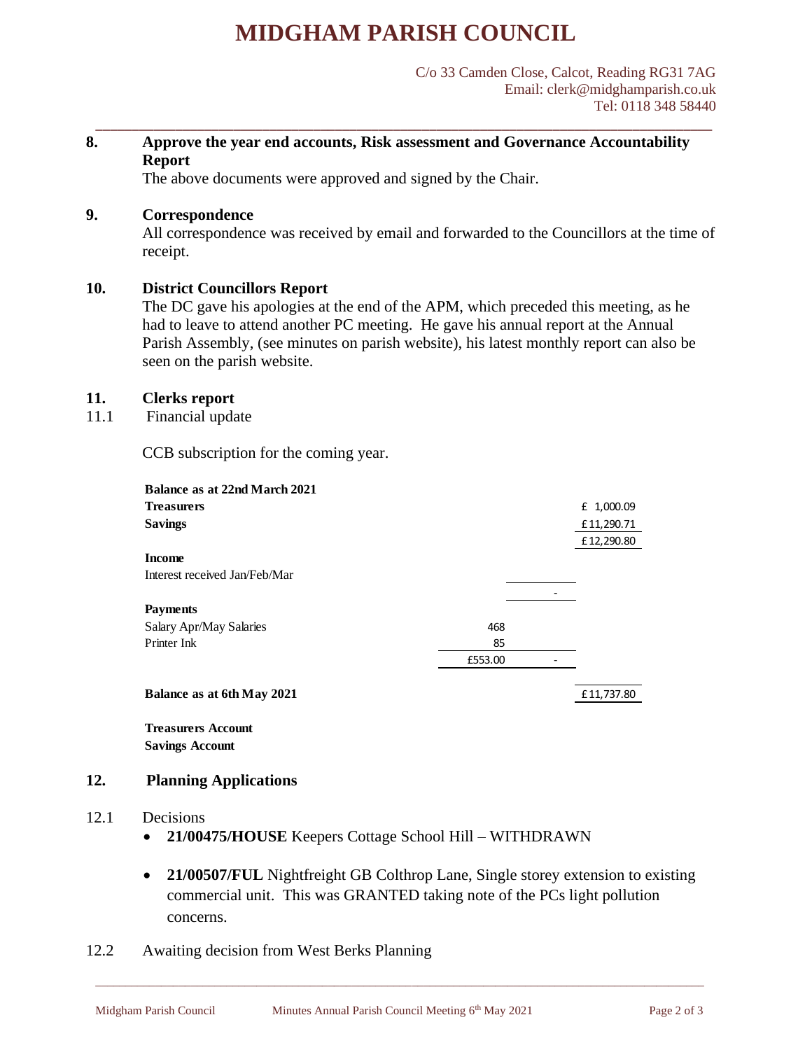# MIDGHAM PARISH COUNCIL

C/o 33 Camden Close, Calcot, Reading RG31 7AG
Email: clerk@midghamparish.co.uk
Tel: 0118 348 58440

**8. Approve the year end accounts, Risk assessment and Governance Accountability Report**

The above documents were approved and signed by the Chair.

**9. Correspondence**

All correspondence was received by email and forwarded to the Councillors at the time of receipt.

**10. District Councillors Report**

The DC gave his apologies at the end of the APM, which preceded this meeting, as he had to leave to attend another PC meeting. He gave his annual report at the Annual Parish Assembly, (see minutes on parish website), his latest monthly report can also be seen on the parish website.

**11. Clerks report**

11.1 Financial update

CCB subscription for the coming year.

| **Balance as at 22nd March 2021** | | | |
|---|---|---|---|
| **Treasurers** | | | £ 1,000.09 |
| **Savings** | | | £11,290.71 |
| | | | £12,290.80 |
| **Income** | | | |
| Interest received Jan/Feb/Mar | | | |
| | | - | |
| **Payments** | | | |
| Salary Apr/May Salaries | 468 | | |
| Printer Ink | 85 | | |
| | £553.00 | - | |
| **Balance as at 6th May 2021** | | | £11,737.80 |
| **Treasurers Account** | | | |
| **Savings Account** | | | |

**12. Planning Applications**

12.1 Decisions

- **21/00475/HOUSE** Keepers Cottage School Hill – WITHDRAWN
- **21/00507/FUL** Nightfreight GB Colthrop Lane, Single storey extension to existing commercial unit. This was GRANTED taking note of the PCs light pollution concerns.

12.2 Awaiting decision from West Berks Planning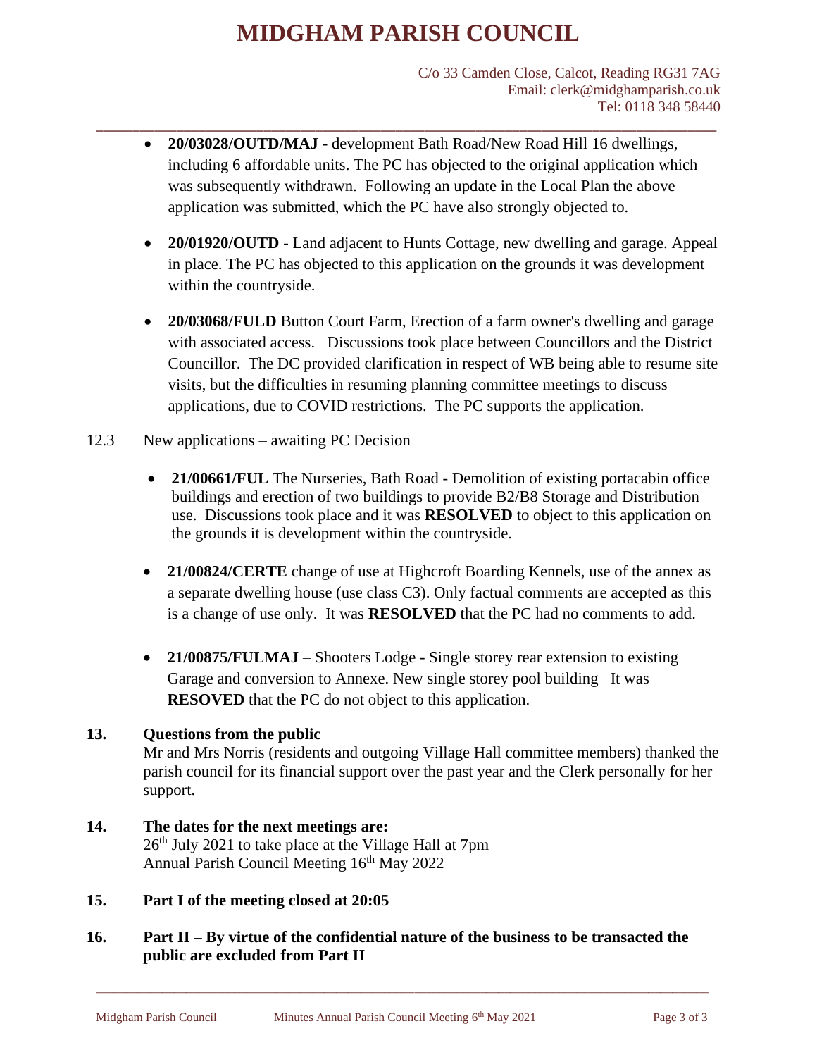- **20/03028/OUTD/MAJ** - development Bath Road/New Road Hill 16 dwellings, including 6 affordable units. The PC has objected to the original application which was subsequently withdrawn. Following an update in the Local Plan the above application was submitted, which the PC have also strongly objected to.

- **20/01920/OUTD** - Land adjacent to Hunts Cottage, new dwelling and garage. Appeal in place. The PC has objected to this application on the grounds it was development within the countryside.

- **20/03068/FULD** Button Court Farm, Erection of a farm owner's dwelling and garage with associated access. Discussions took place between Councillors and the District Councillor. The DC provided clarification in respect of WB being able to resume site visits, but the difficulties in resuming planning committee meetings to discuss applications, due to COVID restrictions. The PC supports the application.

12.3 New applications – awaiting PC Decision

- **21/00661/FUL** The Nurseries, Bath Road - Demolition of existing portacabin office buildings and erection of two buildings to provide B2/B8 Storage and Distribution use. Discussions took place and it was **RESOLVED** to object to this application on the grounds it is development within the countryside.

- **21/00824/CERTE** change of use at Highcroft Boarding Kennels, use of the annex as a separate dwelling house (use class C3). Only factual comments are accepted as this is a change of use only. It was **RESOLVED** that the PC had no comments to add.

- **21/00875/FULMAJ** – Shooters Lodge - Single storey rear extension to existing Garage and conversion to Annexe. New single storey pool building It was **RESOVED** that the PC do not object to this application.

**13. Questions from the public**

Mr and Mrs Norris (residents and outgoing Village Hall committee members) thanked the parish council for its financial support over the past year and the Clerk personally for her support.

**14. The dates for the next meetings are:**

26th July 2021 to take place at the Village Hall at 7pm
Annual Parish Council Meeting 16th May 2022

**15. Part I of the meeting closed at 20:05**

**16. Part II – By virtue of the confidential nature of the business to be transacted the public are excluded from Part II**